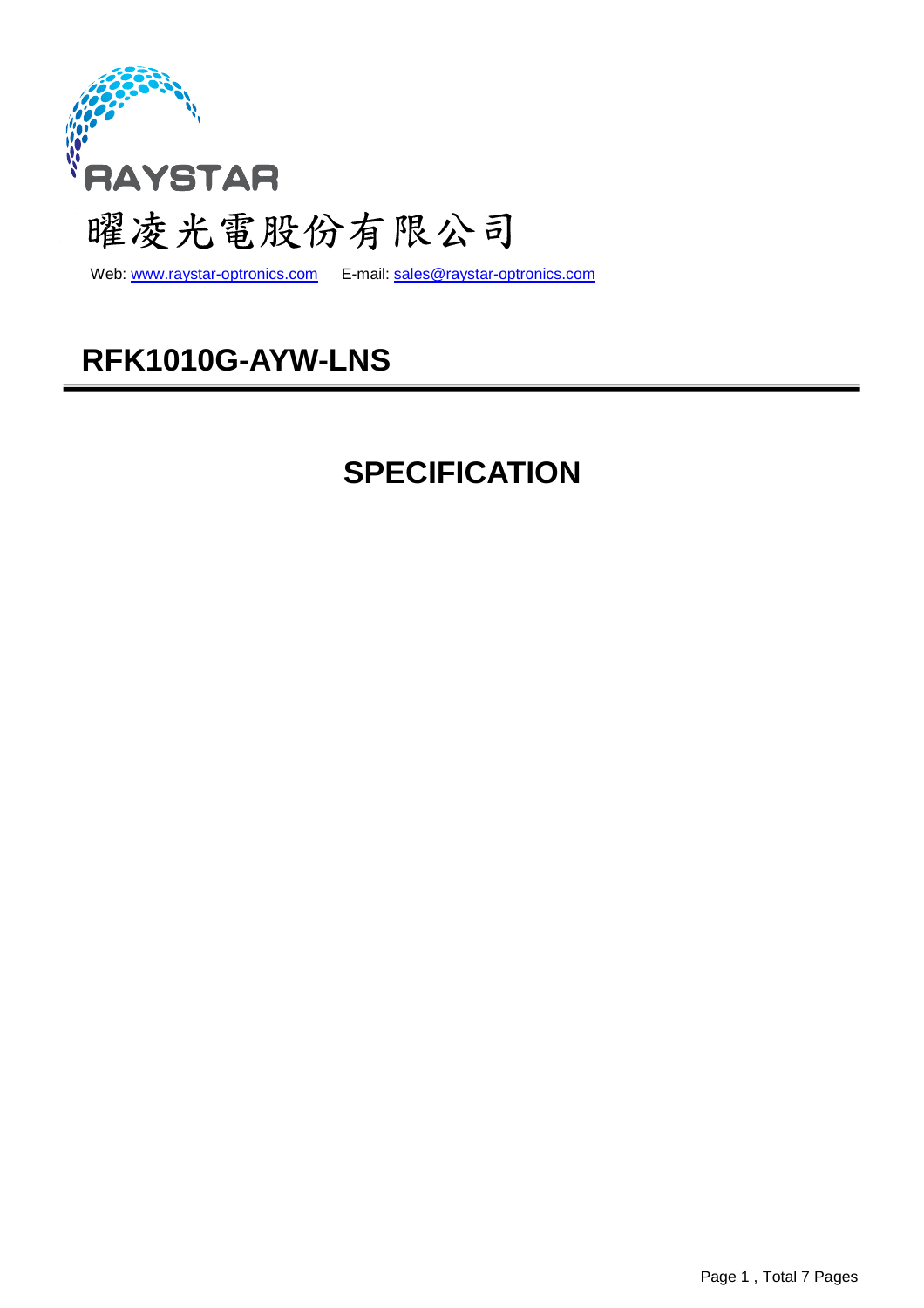RAYSTAR

曜凌光電股份有限公司

Web: www.raystar-optronics.com E-mail: sales@raystar-optronics.com

# RFK1010G-AYW-LNS

# SPECIFICATION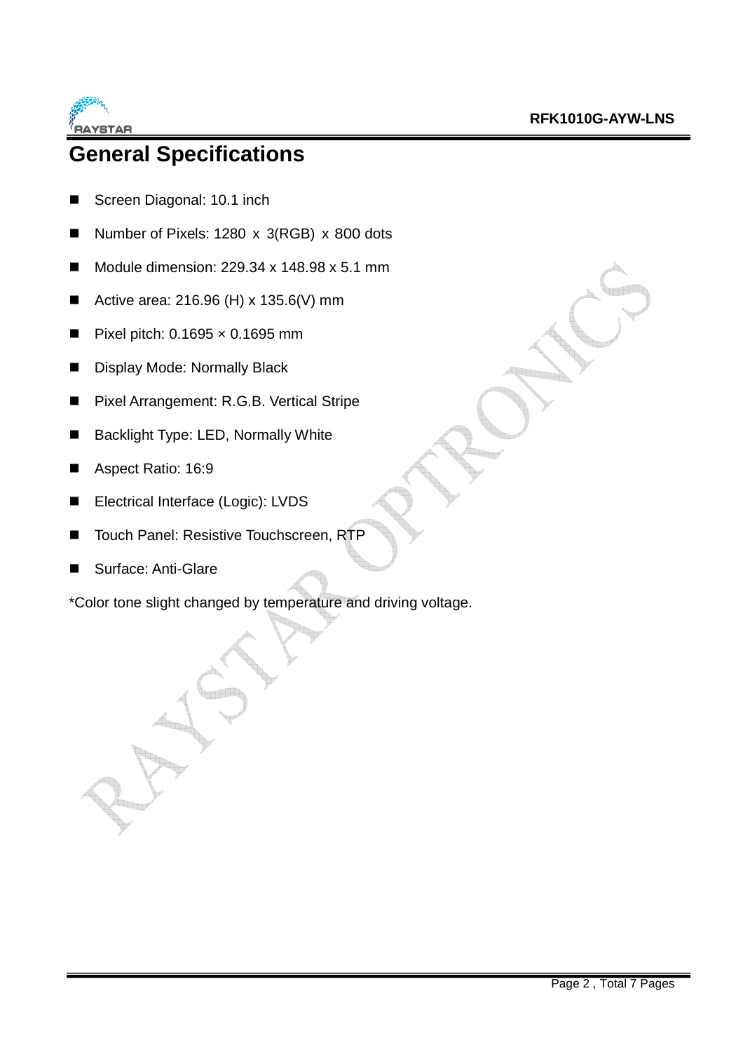# General Specifications

- Screen Diagonal: 10.1 inch
- Number of Pixels: 1280 x 3(RGB) x 800 dots
- Module dimension: 229.34 x 148.98 x 5.1 mm
- Active area: 216.96 (H) x 135.6(V) mm
- Pixel pitch: 0.1695 × 0.1695 mm
- Display Mode: Normally Black
- Pixel Arrangement: R.G.B. Vertical Stripe
- Backlight Type: LED, Normally White
- Aspect Ratio: 16:9
- Electrical Interface (Logic): LVDS
- Touch Panel: Resistive Touchscreen, RTP
- Surface: Anti-Glare

*Color tone slight changed by temperature and driving voltage.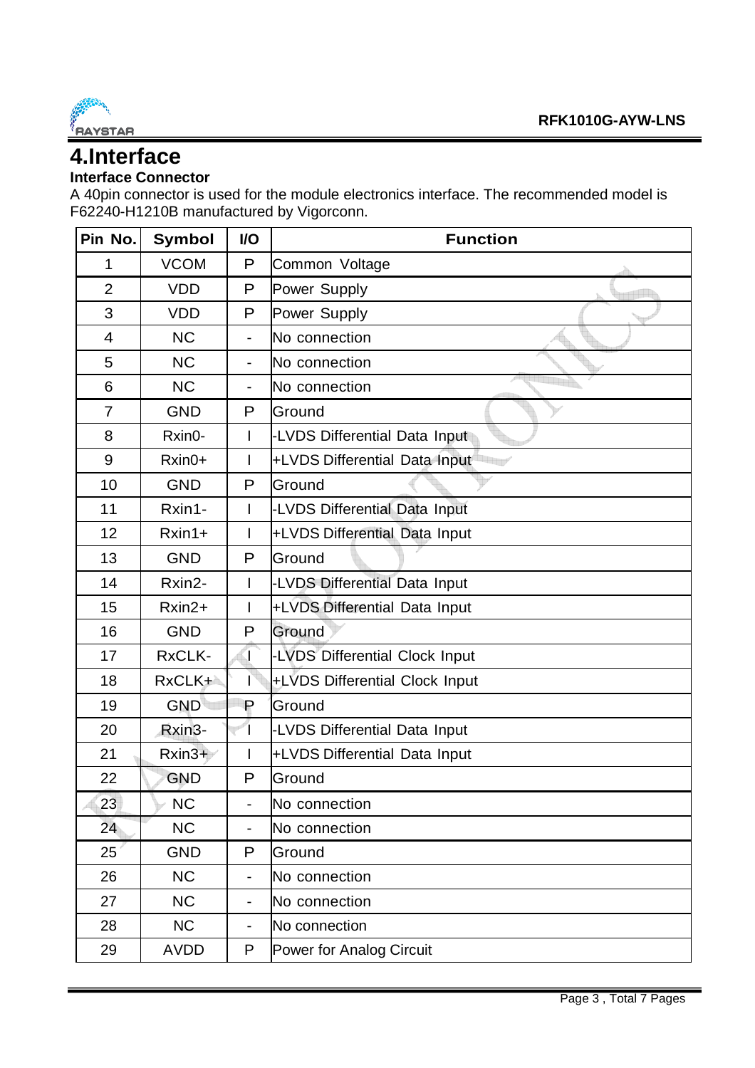# 4.Interface

**Interface Connector**

A 40pin connector is used for the module electronics interface. The recommended model is F62240-H1210B manufactured by Vigorconn.

| Pin No. | Symbol | I/O | Function |
|---|---|---|---|
| 1 | VCOM | P | Common Voltage |
| 2 | VDD | P | Power Supply |
| 3 | VDD | P | Power Supply |
| 4 | NC | - | No connection |
| 5 | NC | - | No connection |
| 6 | NC | - | No connection |
| 7 | GND | P | Ground |
| 8 | Rxin0- | I | -LVDS Differential Data Input |
| 9 | Rxin0+ | I | +LVDS Differential Data Input |
| 10 | GND | P | Ground |
| 11 | Rxin1- | I | -LVDS Differential Data Input |
| 12 | Rxin1+ | I | +LVDS Differential Data Input |
| 13 | GND | P | Ground |
| 14 | Rxin2- | I | -LVDS Differential Data Input |
| 15 | Rxin2+ | I | +LVDS Differential Data Input |
| 16 | GND | P | Ground |
| 17 | RxCLK- | I | -LVDS Differential Clock Input |
| 18 | RxCLK+ | I | +LVDS Differential Clock Input |
| 19 | GND | P | Ground |
| 20 | Rxin3- | I | -LVDS Differential Data Input |
| 21 | Rxin3+ | I | +LVDS Differential Data Input |
| 22 | GND | P | Ground |
| 23 | NC | - | No connection |
| 24 | NC | - | No connection |
| 25 | GND | P | Ground |
| 26 | NC | - | No connection |
| 27 | NC | - | No connection |
| 28 | NC | - | No connection |
| 29 | AVDD | P | Power for Analog Circuit |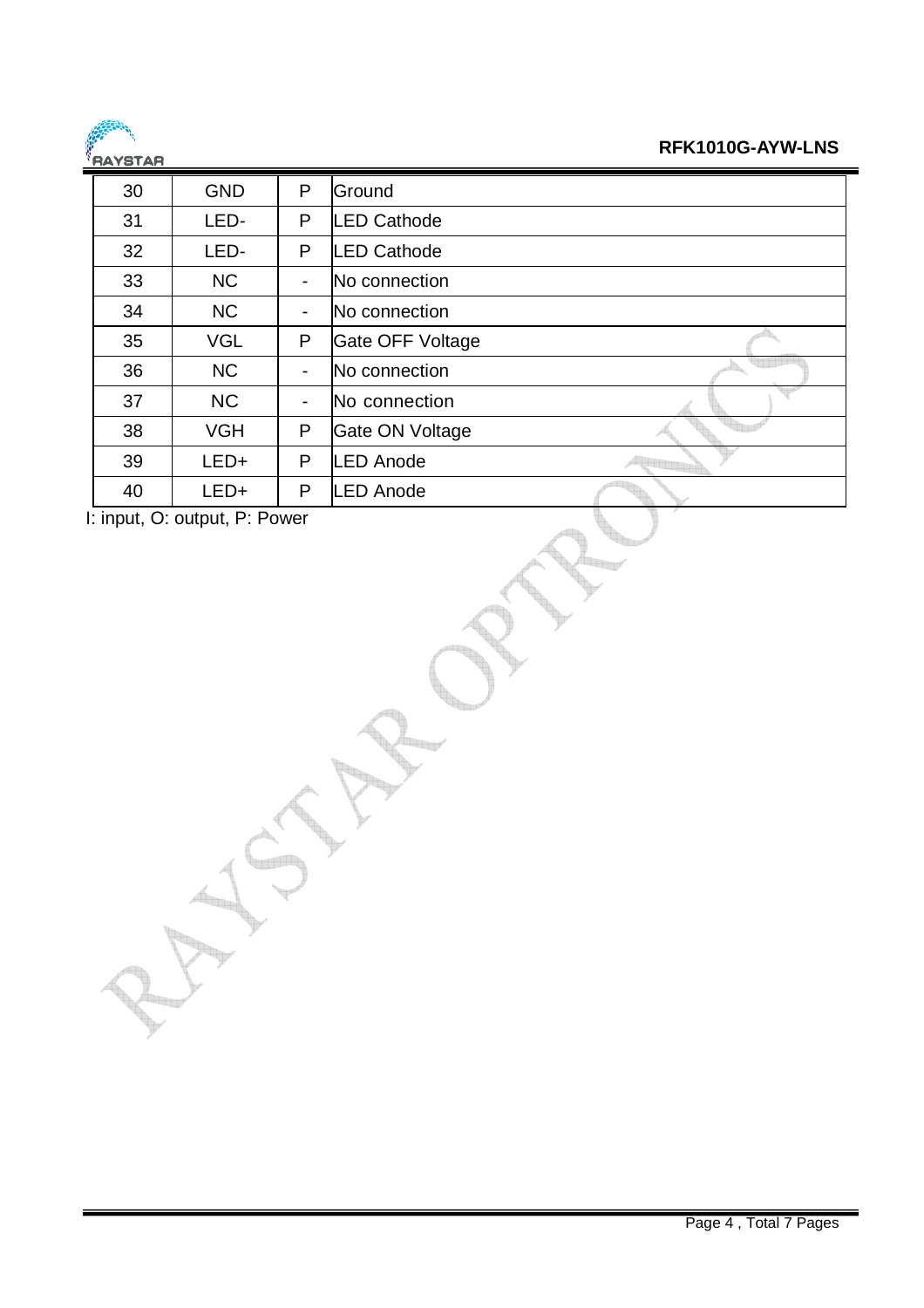| 30 | GND | P | Ground |
|---|---|---|---|
| 31 | LED- | P | LED Cathode |
| 32 | LED- | P | LED Cathode |
| 33 | NC | - | No connection |
| 34 | NC | - | No connection |
| 35 | VGL | P | Gate OFF Voltage |
| 36 | NC | - | No connection |
| 37 | NC | - | No connection |
| 38 | VGH | P | Gate ON Voltage |
| 39 | LED+ | P | LED Anode |
| 40 | LED+ | P | LED Anode |

I: input, O: output, P: Power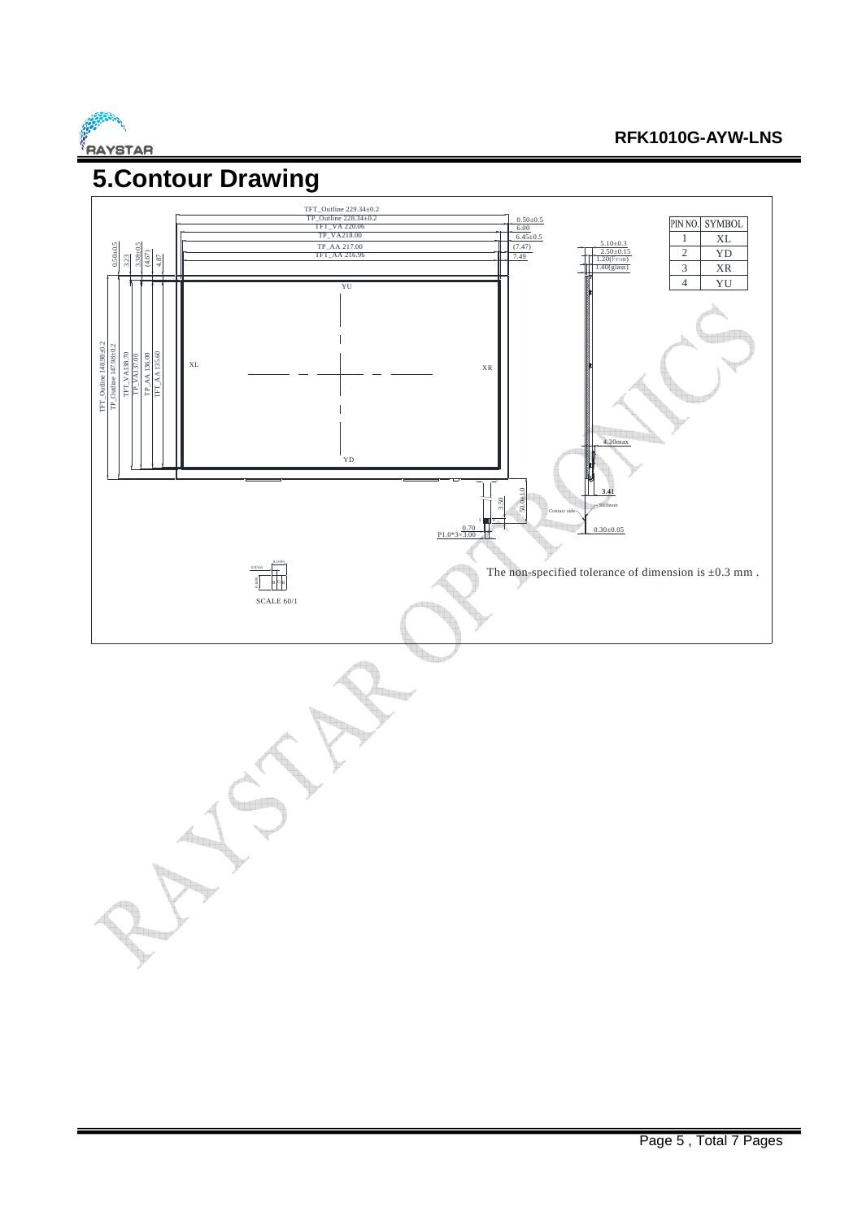# 5.Contour Drawing

| PIN NO. | SYMBOL |
|---|---|
| 1 | XL |
| 2 | YD |
| 3 | XR |
| 4 | YU |

TFT_Outline 229.34±0.2
TP_Outline 228.34±0.2
TFT_VA 220.06
TP_VA218.00
TP_AA 217.00
TFT_AA 216.96

0.50±0.5
6.00
6.45±0.5
(7.47)
7.49

5.10±0.3
2.50±0.15
1.20(Fron)
1.40(glass)

TFT_Outline 148.98±0.2
TP_Outline 147.98±0.2
TFT_VA 138.70
TP_VA 137.00
TP_AA 136.00
TFT_AA 135.60

0.50±0.5
3.23
3.38±0.5
(4.67)
4.87

YU
XL
XR
YD

4.30max
3.41
Stiffener
Contact side
0.30±0.05
3.50
50.0±1.0
0.70
P1.0*3=3.00

SCALE 60/1

The non-specified tolerance of dimension is ±0.3 mm .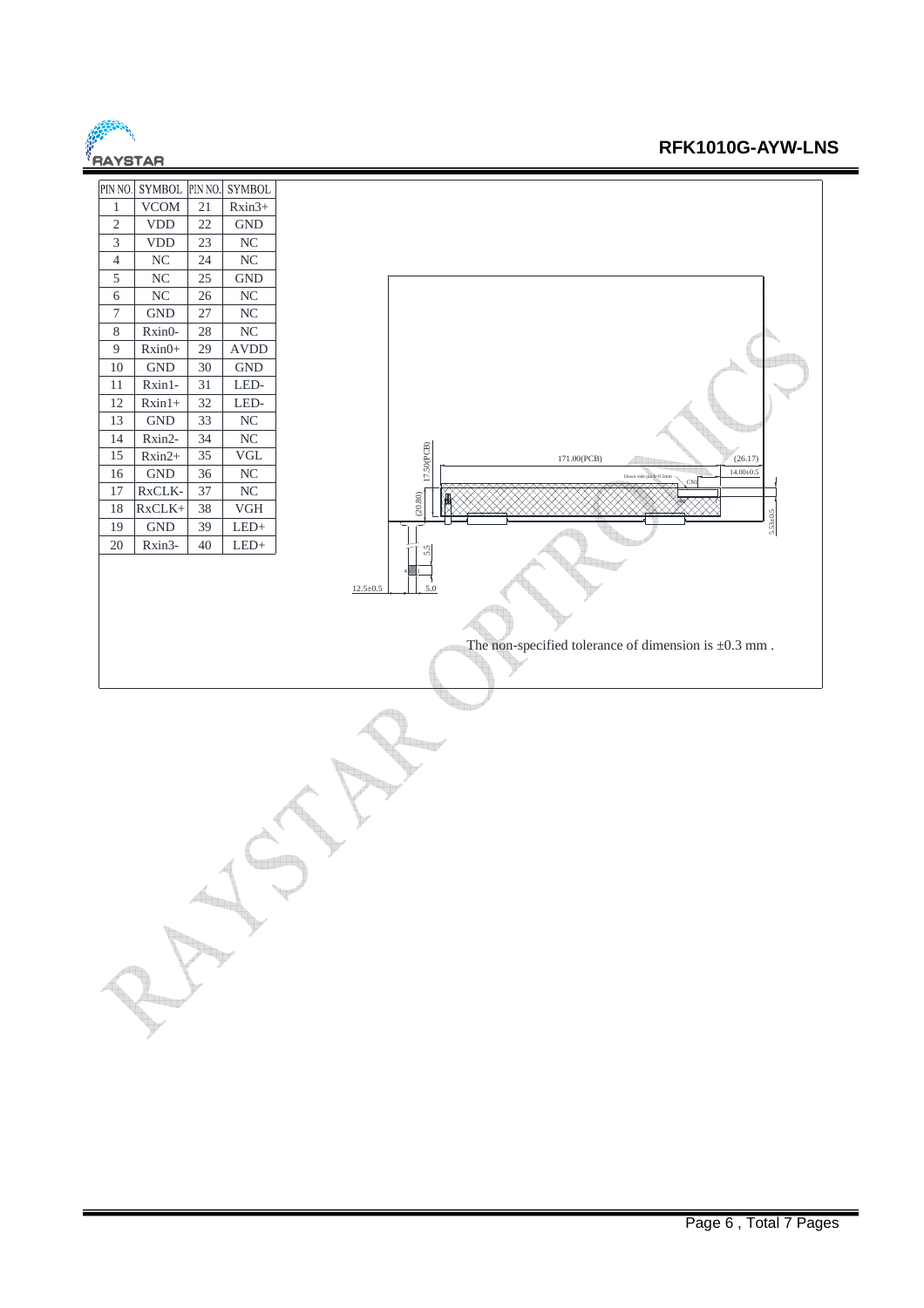| PIN NO. | SYMBOL | PIN NO. | SYMBOL |
|---|---|---|---|
| 1 | VCOM | 21 | Rxin3+ |
| 2 | VDD | 22 | GND |
| 3 | VDD | 23 | NC |
| 4 | NC | 24 | NC |
| 5 | NC | 25 | GND |
| 6 | NC | 26 | NC |
| 7 | GND | 27 | NC |
| 8 | Rxin0- | 28 | NC |
| 9 | Rxin0+ | 29 | AVDD |
| 10 | GND | 30 | GND |
| 11 | Rxin1- | 31 | LED- |
| 12 | Rxin1+ | 32 | LED- |
| 13 | GND | 33 | NC |
| 14 | Rxin2- | 34 | NC |
| 15 | Rxin2+ | 35 | VGL |
| 16 | GND | 36 | NC |
| 17 | RxCLK- | 37 | NC |
| 18 | RxCLK+ | 38 | VGH |
| 19 | GND | 39 | LED+ |
| 20 | Rxin3- | 40 | LED+ |

171.00(PCB) (26.17) 14.00±0.5 17.50(PCB) (20.80) 5.53±0.5 12.5±0.5 5.0 5.5 CN1

The non-specified tolerance of dimension is ±0.3 mm .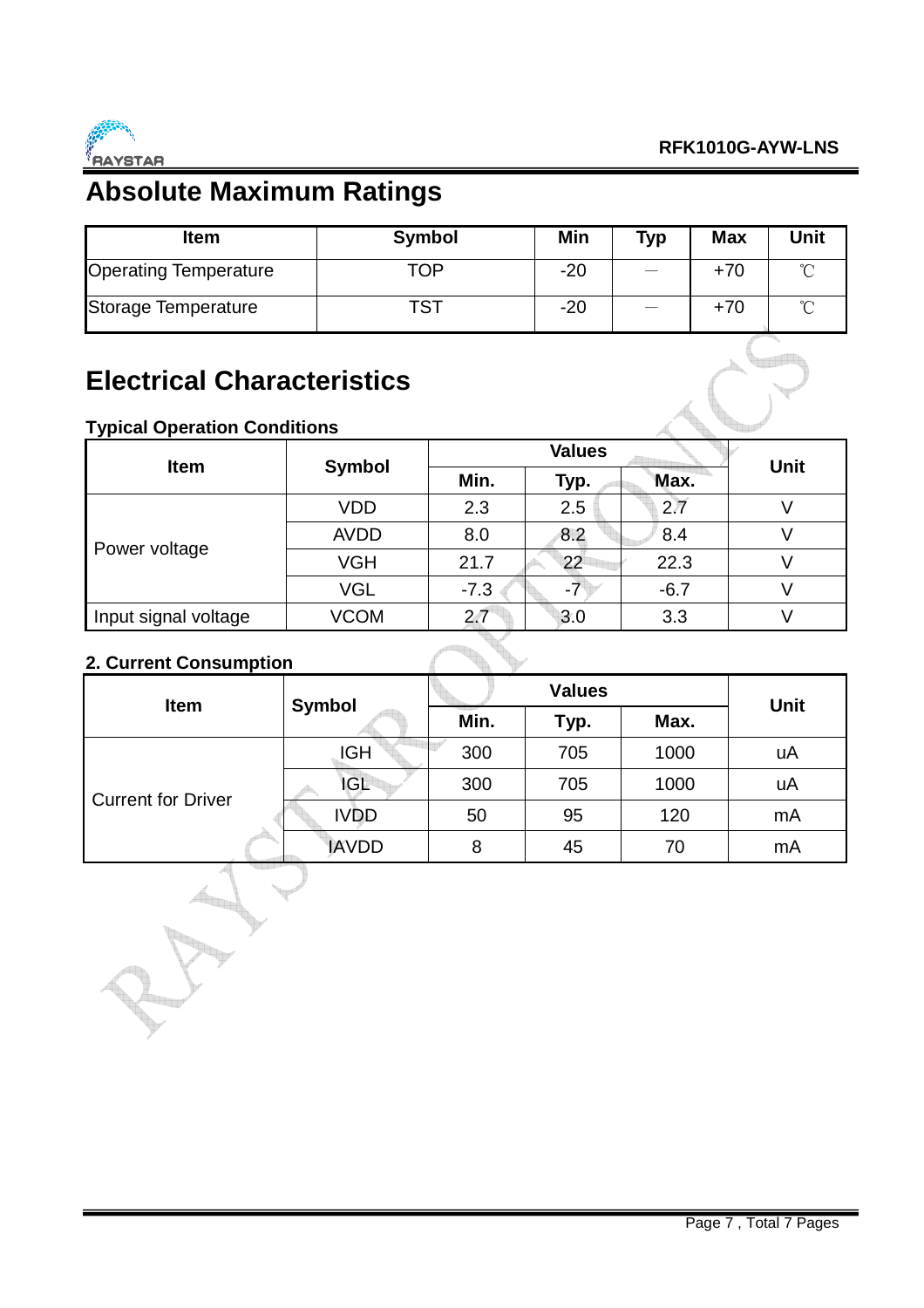# Absolute Maximum Ratings

| Item | Symbol | Min | Typ | Max | Unit |
|---|---|---|---|---|---|
| Operating Temperature | TOP | -20 | — | +70 | ℃ |
| Storage Temperature | TST | -20 | — | +70 | ℃ |

# Electrical Characteristics

### Typical Operation Conditions

| Item | Symbol | Values | | | Unit |
|---|---|---|---|---|---|
| | | Min. | Typ. | Max. | |
| Power voltage | VDD | 2.3 | 2.5 | 2.7 | V |
| | AVDD | 8.0 | 8.2 | 8.4 | V |
| | VGH | 21.7 | 22 | 22.3 | V |
| | VGL | -7.3 | -7 | -6.7 | V |
| Input signal voltage | VCOM | 2.7 | 3.0 | 3.3 | V |

### 2. Current Consumption

| Item | Symbol | Values | | | Unit |
|---|---|---|---|---|---|
| | | Min. | Typ. | Max. | |
| Current for Driver | IGH | 300 | 705 | 1000 | uA |
| | IGL | 300 | 705 | 1000 | uA |
| | IVDD | 50 | 95 | 120 | mA |
| | IAVDD | 8 | 45 | 70 | mA |